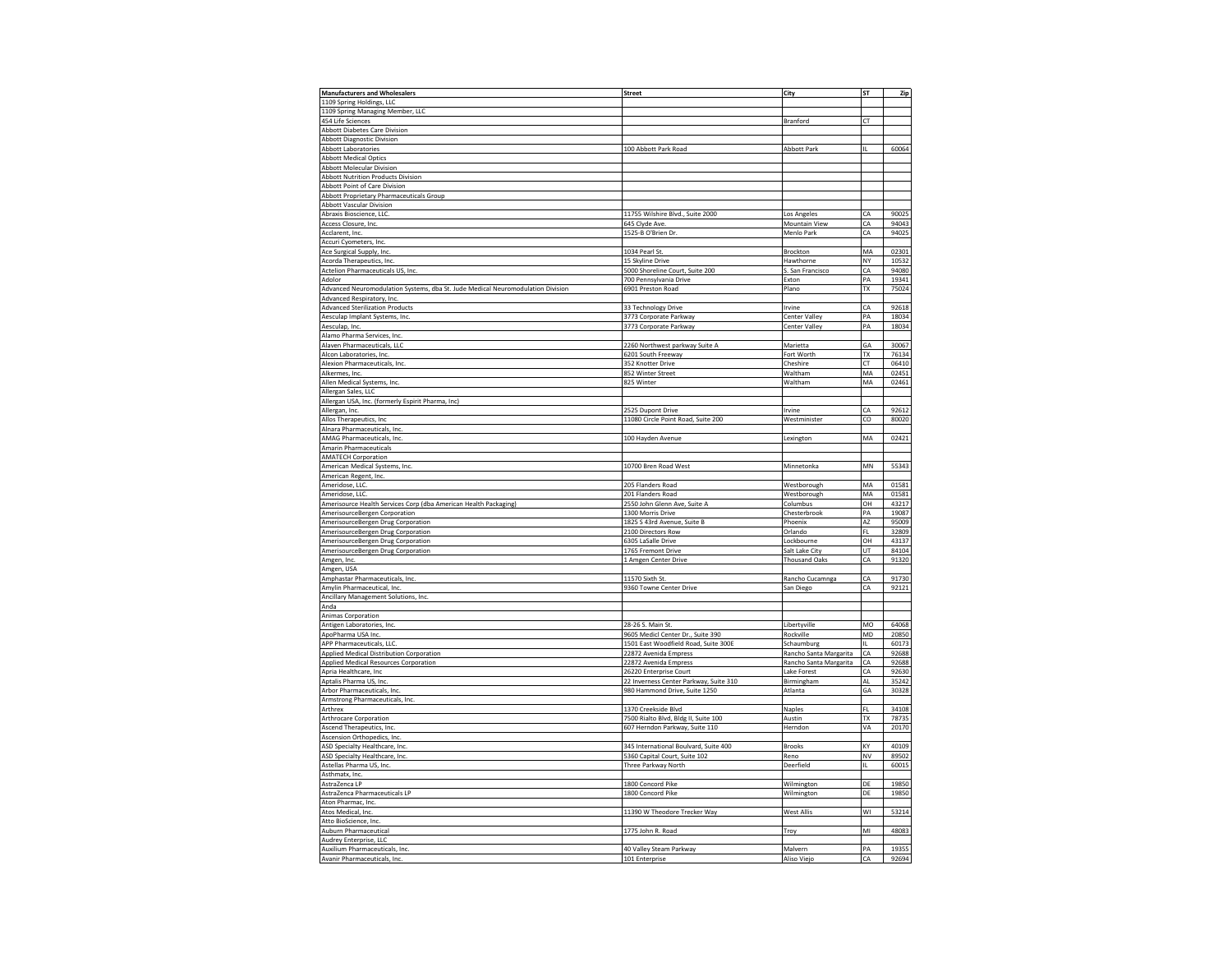| Manufacturers and Wholesalers | Street | City | ST | Zip |
|---|---|---|---|---|
| 1109 Spring Holdings, LLC | | | | |
| 1109 Spring Managing Member, LLC | | | | |
| 454 Life Sciences | | Branford | CT | |
| Abbott Diabetes Care Division | | | | |
| Abbott Diagnostic Division | | | | |
| Abbott Laboratories | 100 Abbott Park Road | Abbott Park | IL | 60064 |
| Abbott Medical Optics | | | | |
| Abbott Molecular Division | | | | |
| Abbott Nutrition Products Division | | | | |
| Abbott Point of Care Division | | | | |
| Abbott Proprietary Pharmaceuticals Group | | | | |
| Abbott Vascular Division | | | | |
| Abraxis Bioscience, LLC. | 11755 Wilshire Blvd., Suite 2000 | Los Angeles | CA | 90025 |
| Access Closure, Inc. | 645 Clyde Ave. | Mountain View | CA | 94043 |
| Acclarent, Inc. | 1525-B O'Brien Dr. | Menlo Park | CA | 94025 |
| Accuri Cyometers, Inc. | | | | |
| Ace Surgical Supply, Inc. | 1034 Pearl St. | Brockton | MA | 02301 |
| Acorda Therapeutics, Inc. | 15 Skyline Drive | Hawthorne | NY | 10532 |
| Actelion Pharmaceuticals US, Inc. | 5000 Shoreline Court, Suite 200 | S. San Francisco | CA | 94080 |
| Adolor | 700 Pennsylvania Drive | Exton | PA | 19341 |
| Advanced Neuromodulation Systems, dba St. Jude Medical Neuromodulation Division | 6901 Preston Road | Plano | TX | 75024 |
| Advanced Respiratory, Inc. | | | | |
| Advanced Sterilization Products | 33 Technology Drive | Irvine | CA | 92618 |
| Aesculap Implant Systems, Inc. | 3773 Corporate Parkway | Center Valley | PA | 18034 |
| Aesculap, Inc. | 3773 Corporate Parkway | Center Valley | PA | 18034 |
| Alamo Pharma Services, Inc. | | | | |
| Alaven Pharmaceuticals, LLC | 2260 Northwest parkway Suite A | Marietta | GA | 30067 |
| Alcon Laboratories, Inc. | 6201 South Freeway | Fort Worth | TX | 76134 |
| Alexion Pharmaceuticals, Inc. | 352 Knotter Drive | Cheshire | CT | 06410 |
| Alkermes, Inc. | 852 Winter Street | Waltham | MA | 02451 |
| Allen Medical Systems, Inc. | 825 Winter | Waltham | MA | 02461 |
| Allergan Sales, LLC | | | | |
| Allergan USA, Inc. (formerly Espirit Pharma, Inc) | | | | |
| Allergan, Inc. | 2525 Dupont Drive | Irvine | CA | 92612 |
| Allos Therapeutics, Inc | 11080 Circle Point Road, Suite 200 | Westminister | CO | 80020 |
| Alnara Pharmaceuticals, Inc. | | | | |
| AMAG Pharmaceuticals, Inc. | 100 Hayden Avenue | Lexington | MA | 02421 |
| Amarin Pharmaceuticals | | | | |
| AMATECH Corporation | | | | |
| American Medical Systems, Inc. | 10700 Bren Road West | Minnetonka | MN | 55343 |
| American Regent, Inc. | | | | |
| Ameridose, LLC. | 205 Flanders Road | Westborough | MA | 01581 |
| Ameridose, LLC. | 201 Flanders Road | Westborough | MA | 01581 |
| Amerisource Health Services Corp (dba American Health Packaging) | 2550 John Glenn Ave, Suite A | Columbus | OH | 43217 |
| AmerisourceBergen Corporation | 1300 Morris Drive | Chesterbrook | PA | 19087 |
| AmerisourceBergen Drug Corporation | 1825 S 43rd Avenue, Suite B | Phoenix | AZ | 95009 |
| AmerisourceBergen Drug Corporation | 2100 Directors Row | Orlando | FL | 32809 |
| AmerisourceBergen Drug Corporation | 6305 LaSalle Drive | Lockbourne | OH | 43137 |
| AmerisourceBergen Drug Corporation | 1765 Fremont Drive | Salt Lake City | UT | 84104 |
| Amgen, Inc. | 1 Amgen Center Drive | Thousand Oaks | CA | 91320 |
| Amgen, USA | | | | |
| Amphastar Pharmaceuticals, Inc. | 11570 Sixth St. | Rancho Cucamnga | CA | 91730 |
| Amylin Pharmaceutical, Inc. | 9360 Towne Center Drive | San Diego | CA | 92121 |
| Ancillary Management Solutions, Inc. | | | | |
| Anda | | | | |
| Animas Corporation | | | | |
| Antigen Laboratories, Inc. | 28-26 S. Main St. | Libertyville | MO | 64068 |
| ApoPharma USA Inc. | 9605 Medicl Center Dr., Suite 390 | Rockville | MD | 20850 |
| APP Pharmaceuticals, LLC. | 1501 East Woodfield Road, Suite 300E | Schaumburg | IL | 60173 |
| Applied Medical Distribution Corporation | 22872 Avenida Empress | Rancho Santa Margarita | CA | 92688 |
| Applied Medical Resources Corporation | 22872 Avenida Empress | Rancho Santa Margarita | CA | 92688 |
| Apria Healthcare, Inc | 26220 Enterprise Court | Lake Forest | CA | 92630 |
| Aptalis Pharma US, Inc. | 22 Inverness Center Parkway, Suite 310 | Birmingham | AL | 35242 |
| Arbor Pharmaceuticals, Inc. | 980 Hammond Drive, Suite 1250 | Atlanta | GA | 30328 |
| Armstrong Pharmaceuticals, Inc. | | | | |
| Arthrex | 1370 Creekside Blvd | Naples | FL | 34108 |
| Arthrocare Corporation | 7500 Rialto Blvd, Bldg II, Suite 100 | Austin | TX | 78735 |
| Ascend Therapeutics, Inc. | 607 Herndon Parkway, Suite 110 | Herndon | VA | 20170 |
| Ascension Orthopedics, Inc. | | | | |
| ASD Specialty Healthcare, Inc. | 345 International Boulvard, Suite 400 | Brooks | KY | 40109 |
| ASD Specialty Healthcare, Inc. | 5360 Capital Court, Suite 102 | Reno | NV | 89502 |
| Astellas Pharma US, Inc. | Three Parkway North | Deerfield | IL | 60015 |
| Asthmatx, Inc. | | | | |
| AstraZenca LP | 1800 Concord Pike | Wilmington | DE | 19850 |
| AstraZenca Pharmaceuticals LP | 1800 Concord Pike | Wilmington | DE | 19850 |
| Aton Pharmac, Inc. | | | | |
| Atos Medical, Inc. | 11390 W Theodore Trecker Way | West Allis | WI | 53214 |
| Atto BioScience, Inc. | | | | |
| Auburn Pharmaceutical | 1775 John R. Road | Troy | MI | 48083 |
| Audrey Enterprise, LLC | | | | |
| Auxilium Pharmaceuticals, Inc. | 40 Valley Steam Parkway | Malvern | PA | 19355 |
| Avanir Pharmaceuticals, Inc. | 101 Enterprise | Aliso Viejo | CA | 92694 |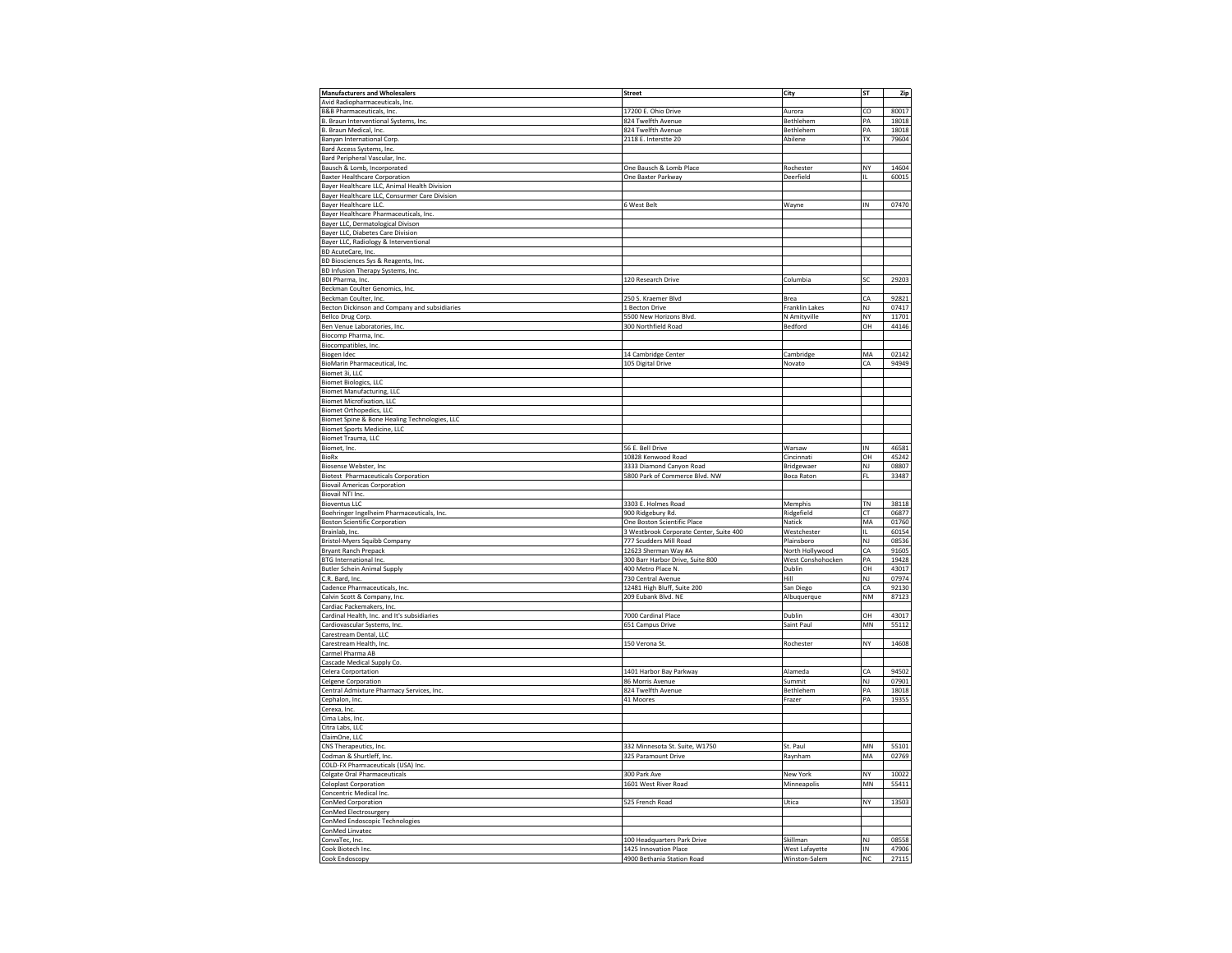| Manufacturers and Wholesalers | Street | City | ST | Zip |
|---|---|---|---|---|
| Avid Radiopharmaceuticals, Inc. | | | | |
| B&B Pharmaceuticals, Inc. | 17200 E. Ohio Drive | Aurora | CO | 80017 |
| B. Braun Interventional Systems, Inc. | 824 Twelfth Avenue | Bethlehem | PA | 18018 |
| B. Braun Medical, Inc. | 824 Twelfth Avenue | Bethlehem | PA | 18018 |
| Banyan International Corp. | 2118 E. Interstte 20 | Abilene | TX | 79604 |
| Bard Access Systems, Inc. | | | | |
| Bard Peripheral Vascular, Inc. | | | | |
| Bausch & Lomb, Incorporated | One Bausch & Lomb Place | Rochester | NY | 14604 |
| Baxter Healthcare Corporation | One Baxter Parkway | Deerfield | IL | 60015 |
| Bayer Healthcare LLC, Animal Health Division | | | | |
| Bayer Healthcare LLC, Consurmer Care Division | | | | |
| Bayer Healthcare LLC. | 6 West Belt | Wayne | IN | 07470 |
| Bayer Healthcare Pharmaceuticals, Inc. | | | | |
| Bayer LLC, Dermatological Divison | | | | |
| Bayer LLC, Diabetes Care Division | | | | |
| Bayer LLC, Radiology & Interventional | | | | |
| BD AcuteCare, Inc. | | | | |
| BD Biosciences Sys & Reagents, Inc. | | | | |
| BD Infusion Therapy Systems, Inc. | | | | |
| BDI Pharma, Inc. | 120 Research Drive | Columbia | SC | 29203 |
| Beckman Coulter Genomics, Inc. | | | | |
| Beckman Coulter, Inc. | 250 S. Kraemer Blvd | Brea | CA | 92821 |
| Becton Dickinson and Company and subsidiaries | 1 Becton Drive | Franklin Lakes | NJ | 07417 |
| Bellco Drug Corp. | 5500 New Horizons Blvd. | N Amityville | NY | 11701 |
| Ben Venue Laboratories, Inc. | 300 Northfield Road | Bedford | OH | 44146 |
| Biocomp Pharma, Inc. | | | | |
| Biocompatibles, Inc. | | | | |
| Biogen Idec | 14 Cambridge Center | Cambridge | MA | 02142 |
| BioMarin Pharmaceutical, Inc. | 105 Digital Drive | Novato | CA | 94949 |
| Biomet 3i, LLC | | | | |
| Biomet Biologics, LLC | | | | |
| Biomet Manufacturing, LLC | | | | |
| Biomet Microfixation, LLC | | | | |
| Biomet Orthopedics, LLC | | | | |
| Biomet Spine & Bone Healing Technologies, LLC | | | | |
| Biomet Sports Medicine, LLC | | | | |
| Biomet Trauma, LLC | | | | |
| Biomet, Inc. | 56 E. Bell Drive | Warsaw | IN | 46581 |
| BioRx | 10828 Kenwood Road | Cincinnati | OH | 45242 |
| Biosense Webster, Inc | 3333 Diamond Canyon Road | Bridgewaer | NJ | 08807 |
| Biotest Pharmaceuticals Corporation | 5800 Park of Commerce Blvd. NW | Boca Raton | FL | 33487 |
| Biovail Americas Corporation | | | | |
| Biovail NTI Inc. | | | | |
| Bioventus LLC | 3303 E. Holmes Road | Memphis | TN | 38118 |
| Boehringer Ingelheim Pharmaceuticals, Inc. | 900 Ridgebury Rd. | Ridgefield | CT | 06877 |
| Boston Scientific Corporation | One Boston Scientific Place | Natick | MA | 01760 |
| Brainlab, Inc. | 3 Westbrook Corporate Center, Suite 400 | Westchester | IL | 60154 |
| Bristol-Myers Squibb Company | 777 Scudders Mill Road | Plainsboro | NJ | 08536 |
| Bryant Ranch Prepack | 12623 Sherman Way #A | North Hollywood | CA | 91605 |
| BTG International Inc. | 300 Barr Harbor Drive, Suite 800 | West Conshohocken | PA | 19428 |
| Butler Schein Animal Supply | 400 Metro Place N. | Dublin | OH | 43017 |
| C.R. Bard, Inc. | 730 Central Avenue | Hill | NJ | 07974 |
| Cadence Pharmaceuticals, Inc. | 12481 High Bluff, Suite 200 | San Diego | CA | 92130 |
| Calvin Scott & Company, Inc. | 209 Eubank Blvd. NE | Albuquerque | NM | 87123 |
| Cardiac Packemakers, Inc. | | | | |
| Cardinal Health, Inc. and It's subsidiaries | 7000 Cardinal Place | Dublin | OH | 43017 |
| Cardiovascular Systems, Inc. | 651 Campus Drive | Saint Paul | MN | 55112 |
| Carestream Dental, LLC | | | | |
| Carestream Health, Inc. | 150 Verona St. | Rochester | NY | 14608 |
| Carmel Pharma AB | | | | |
| Cascade Medical Supply Co. | | | | |
| Celera Corportation | 1401 Harbor Bay Parkway | Alameda | CA | 94502 |
| Celgene Corporation | 86 Morris Avenue | Summit | NJ | 07901 |
| Central Admixture Pharmacy Services, Inc. | 824 Twelfth Avenue | Bethlehem | PA | 18018 |
| Cephalon, Inc. | 41 Moores | Frazer | PA | 19355 |
| Cerexa, Inc. | | | | |
| Cima Labs, Inc. | | | | |
| Citra Labs, LLC | | | | |
| ClaimOne, LLC | | | | |
| CNS Therapeutics, Inc. | 332 Minnesota St. Suite, W1750 | St. Paul | MN | 55101 |
| Codman & Shurtleff, Inc. | 325 Paramount Drive | Raynham | MA | 02769 |
| COLD-FX Pharmaceuticals (USA) Inc. | | | | |
| Colgate Oral Pharmaceuticals | 300 Park Ave | New York | NY | 10022 |
| Coloplast Corporation | 1601 West River Road | Minneapolis | MN | 55411 |
| Concentric Medical Inc. | | | | |
| ConMed Corporation | 525 French Road | Utica | NY | 13503 |
| ConMed Electrosurgery | | | | |
| ConMed Endoscopic Technologies | | | | |
| ConMed Linvatec | | | | |
| ConvaTec, Inc. | 100 Headquarters Park Drive | Skillman | NJ | 08558 |
| Cook Biotech Inc. | 1425 Innovation Place | West Lafayette | IN | 47906 |
| Cook Endoscopy | 4900 Bethania Station Road | Winston-Salem | NC | 27115 |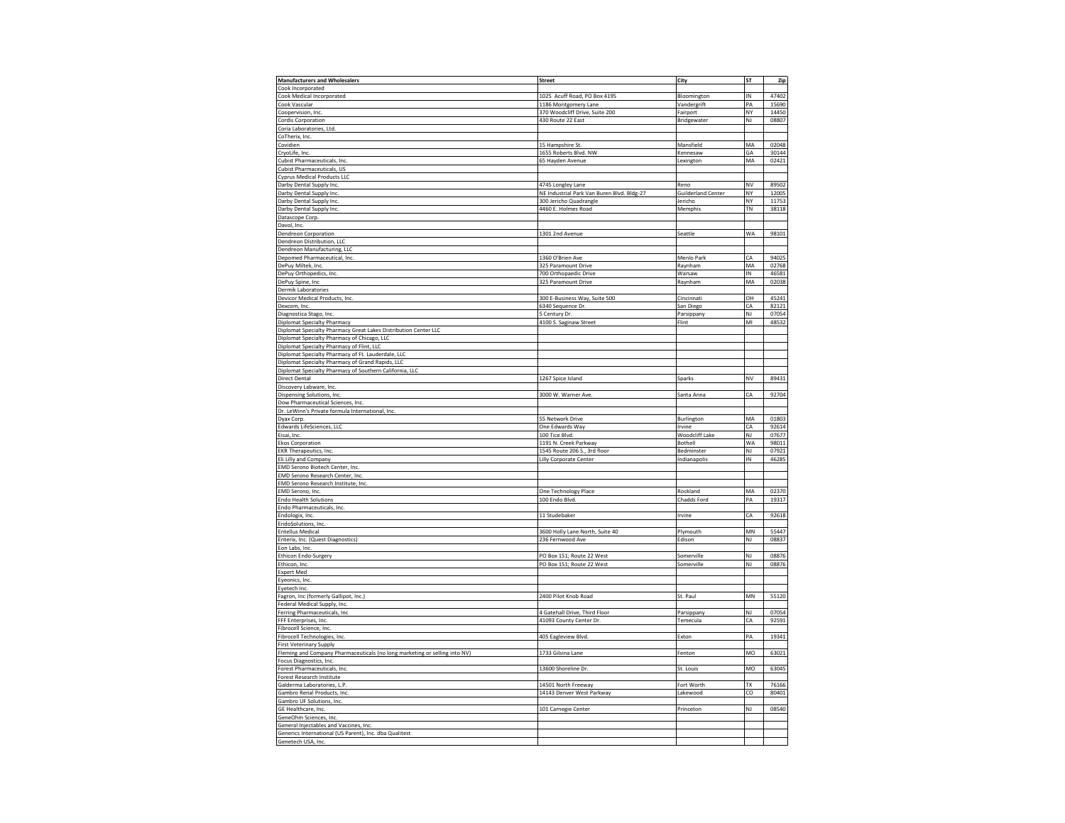| Manufacturers and Wholesalers | Street | City | ST | Zip |
| --- | --- | --- | --- | --- |
| Cook Incorporated | | | | |
| Cook Medical Incorporated | 1025 Acuff Road, PO Box 4195 | Bloomington | IN | 47402 |
| Cook Vascular | 1186 Montgomery Lane | Vandergrift | PA | 15690 |
| Coopervision, Inc. | 370 Woodcliff Drive, Suite 200 | Fairport | NY | 14450 |
| Cordis Corporation | 430 Route 22 East | Bridgewater | NJ | 08807 |
| Coria Laboratories, Ltd. | | | | |
| CoTherix, Inc. | | | | |
| Covidien | 15 Hampshire St. | Mansfield | MA | 02048 |
| CryoLife, Inc. | 1655 Roberts Blvd. NW | Kennesaw | GA | 30144 |
| Cubist Pharmaceuticals, Inc. | 65 Hayden Avenue | Lexington | MA | 02421 |
| Cubist Pharmaceuticals, US | | | | |
| Cyprus Medical Products LLC | | | | |
| Darby Dental Supply Inc. | 4745 Longley Lane | Reno | NV | 89502 |
| Darby Dental Supply Inc. | NE Industrial Park Van Buren Blvd. Bldg-27 | Guilderland Center | NY | 12005 |
| Darby Dental Supply Inc. | 300 Jericho Quadrangle | Jericho | NY | 11753 |
| Darby Dental Supply Inc. | 4460 E. Holmes Road | Memphis | TN | 38118 |
| Datascope Corp. | | | | |
| Davol, Inc. | | | | |
| Dendreon Corporation | 1301 2nd Avenue | Seattle | WA | 98101 |
| Dendreon Distribution, LLC | | | | |
| Dendreon Manufacturing, LLC | | | | |
| Depomed Pharmaceutical, Inc. | 1360 O'Brien Ave | Menlo Park | CA | 94025 |
| DePuy Miltek, Inc. | 325 Paramount Drive | Raynham | MA | 02768 |
| DePuy Orthopedics, Inc. | 700 Orthopaedic Drive | Warsaw | IN | 46581 |
| DePuy Spine, Inc | 325 Paramount Drive | Raynham | MA | 02038 |
| Dermik Laboratories | | | | |
| Devicor Medical Products, Inc. | 300 E-Business Way, Suite 500 | Cincinnati | OH | 45241 |
| Dexcom, Inc. | 6340 Sequence Dr. | San Diego | CA | 82121 |
| Diagnostica Stago, Inc. | 5 Century Dr. | Parsippany | NJ | 07054 |
| Diplomat Specialty Pharmacy | 4100 S. Saginaw Street | Flint | MI | 48532 |
| Diplomat Specialty Pharmacy Great Lakes Distribution Center LLC | | | | |
| Diplomat Specialty Pharmacy of Chicago, LLC | | | | |
| Diplomat Specialty Pharmacy of Flint, LLC | | | | |
| Diplomat Specialty Pharmacy of Ft. Lauderdale, LLC | | | | |
| Diplomat Specialty Pharmacy of Grand Rapids, LLC | | | | |
| Diplomat Specialty Pharmacy of Southern California, LLC | | | | |
| Direct Dental | 1267 Spice Island | Sparks | NV | 89431 |
| Discovery Labware, Inc. | | | | |
| Dispensing Solutions, Inc. | 3000 W. Warner Ave. | Santa Anna | CA | 92704 |
| Dow Pharmaceutical Sciences, Inc. | | | | |
| Dr. LeWinn's Private formula International, Inc. | | | | |
| Dyax Corp. | 55 Network Drive | Burlington | MA | 01803 |
| Edwards LifeSciences, LLC | One Edwards Way | Irvine | CA | 92614 |
| Eisai, Inc. | 100 Tice Blvd. | Woodcliff Lake | NJ | 07677 |
| Ekos Corporation | 1191 N. Creek Parkway | Bothell | WA | 98011 |
| EKR Therapeutics, Inc. | 1545 Route 206 S., 3rd floor | Bedminster | NJ | 07921 |
| Eli Lilly and Company | Lilly Corporate Center | Indianapolis | IN | 46285 |
| EMD Serono Biotech Center, Inc. | | | | |
| EMD Serono Research Center, Inc. | | | | |
| EMD Serono Research Institute, Inc. | | | | |
| EMD Serono, Inc. | One Technology Place | Rockland | MA | 02370 |
| Endo Health Solutions | 100 Endo Blvd. | Chadds Ford | PA | 19317 |
| Endo Pharmaceuticals, Inc. | | | | |
| Endologix, Inc. | 11 Studebaker | Irvine | CA | 92618 |
| EndoSolutions, Inc. | | | | |
| Entellus Medical | 3600 Holly Lane North, Suite 40 | Plymouth | MN | 55447 |
| Enterix, Inc. (Quest Diagnostics) | 236 Fernwood Ave | Edison | NJ | 08837 |
| Eon Labs, Inc. | | | | |
| Ethicon Endo-Surgery | PO Box 151; Route 22 West | Somerville | NJ | 08876 |
| Ethicon, Inc. | PO Box 151; Route 22 West | Somerville | NJ | 08876 |
| Expert Med | | | | |
| Eyeonics, Inc. | | | | |
| Eyetech Inc. | | | | |
| Fagron, Inc (formerly Gallipot, Inc.) | 2400 Pilot Knob Road | St. Paul | MN | 55120 |
| Federal Medical Supply, Inc. | | | | |
| Ferring Pharmaceuticals, Inc | 4 Gatehall Drive, Third Floor | Parsippany | NJ | 07054 |
| FFF Enterprises, Inc. | 41093 County Center Dr. | Temecula | CA | 92591 |
| Fibrocell Science, Inc. | | | | |
| Fibrocell Technologies, Inc. | 405 Eagleview Blvd. | Exton | PA | 19341 |
| First Veterinary Supply | | | | |
| Fleming and Company Pharmaceuticals (no long marketing or selling into NV) | 1733 Gilsina Lane | Fenton | MO | 63021 |
| Focus Diagnostics, Inc. | | | | |
| Forest Pharmaceuticals, Inc. | 13600 Shoreline Dr. | St. Louis | MO | 63045 |
| Forest Research Institute | | | | |
| Galderma Laboratories, L.P. | 14501 North Freeway | Fort Worth | TX | 76166 |
| Gambro Renal Products, Inc. | 14143 Denver West Parkway | Lakewood | CO | 80401 |
| Gambro UF Solutions, Inc. | | | | |
| GE Healthcare, Inc. | 101 Carnegie Center | Princeton | NJ | 08540 |
| GeneOhm Sciences, Inc. | | | | |
| General Injectables and Vaccines, Inc. | | | | |
| Generics International (US Parent), Inc. dba Qualitest | | | | |
| Genetech USA, Inc. | | | | |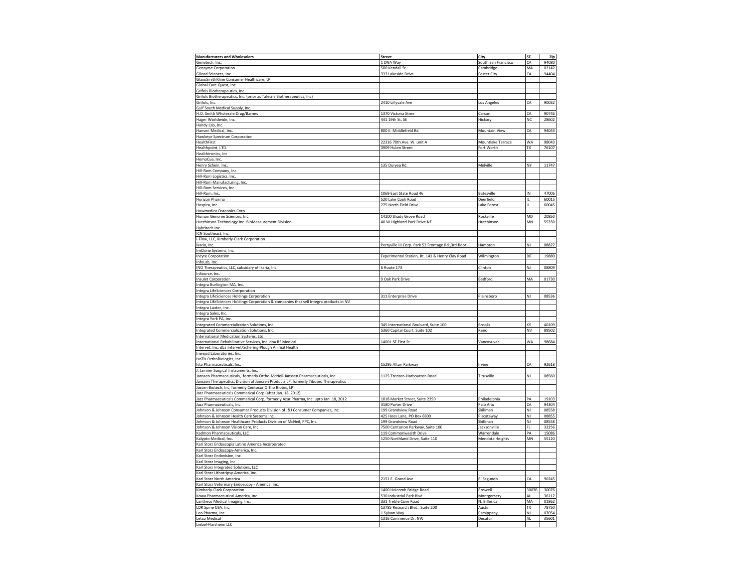| Manufacturers and Wholesalers | Street | City | ST | Zip |
|---|---|---|---|---|
| Genetech, Inc. | 1 DNA Way | South San Francisco | CA | 94080 |
| Genzyme Corporation | 500 Kendall St. | Cambridge | MA | 02142 |
| Gilead Sciences, Inc. | 333 Lakeside Drive | Foster City | CA | 94404 |
| GlaxoSmithKline Consumer Healthcare, LP | | | | |
| Global Care Quest, Inc | | | | |
| Grifols Biotherapeutics, Inc. | | | | |
| Grifols Biotherapeutics, Inc. (prior as Talecris Biotherapeutics, Inc) | | | | |
| Grifols, Inc. | 2410 Lillyvale Ave | Los Angeles | CA | 90032 |
| Gulf South Medical Supply, Inc. | | | | |
| H.D. Smith Wholesale Drug/Barnes | 1370 Victoria Stree | Carson | CA | 90746 |
| Hager Worldwide, Inc. | 441 19th St. SE | Hickory | NC | 28602 |
| Handy Lab, Inc. | | | | |
| Hansen Medical, Inc. | 800 E. Middlefield Rd. | Mountain View | CA | 94043 |
| Hawkeye Spectrum Corporation | | | | |
| HealthFirst | 22316 70th Ave. W. unit A | Mountlake Terrace | WA | 98043 |
| Healthpoint, LTD. | 3909 Hulen Street | Fort Worth | TX | 76107 |
| Healthtronics, Inc | | | | |
| HemoCue, Inc. | | | | |
| Henry Schein, Inc. | 135 Duryea Rd. | Melville | NY | 11747 |
| Hill-Rom Company, Inc. | | | | |
| Hill-Rom Logistics, Inc. | | | | |
| Hill-Rom Manufacturing, Inc. | | | | |
| Hill-Rom Services, Inc. | | | | |
| Hill-Rom, Inc. | 1069 East State Road 46 | Batesville | IN | 47006 |
| Horizon Pharma | 520 Lake Cook Road | Deerfield | IL | 60015 |
| Hospira, Inc. | 275 North Field Drive | Lake Forest | IL | 60045 |
| Howmedica Osteonics Corp. | | | | |
| Human Genome Sciences, Inc. | 14200 Shady Grove Road | Rockville | MD | 20850 |
| Hutchinson Technology Inc. BioMeasurement Division | 40 W Highland Park Drive NE | Hutchinson | MN | 55350 |
| Hybritech Inc. | | | | |
| ICN Southeast, Inc. | | | | |
| I-Flow, LLC, Kimberly-Clark Corporation | | | | |
| Ikaria, Inc. | Perryville III Corp. Park 53 Frontage Rd.,3rd floor | Hampton | NJ | 08827 |
| ImClone Systems, Inc. | | | | |
| Incyte Corporation | Experimental Station, Rt. 141 & Henry Clay Road | Wilmington | DE | 19880 |
| InfoLab, Inc. | | | | |
| INO Therapeutics, LLC, subsidary of Ikaria, Inc. | 6 Route 173 | Clinton | NJ | 08809 |
| InSource, Inc. | | | | |
| Insulet Corporation | 9 Oak Park Drive | Bedford | MA | 01730 |
| Integra Burlington MA, Inc. | | | | |
| Integra LifeSciences Corrporation | | | | |
| Integra LifeSciences Holdings Corporation | 311 Enterprise Drive | Plainsboro | NJ | 08536 |
| Integra LifeSciences Holdings Corporation & companies that sell Integra products in NV | | | | |
| Integra Luxtec, Inc. | | | | |
| Integra Sales, Inc. | | | | |
| Integra York PA, Inc. | | | | |
| Integrated Commercialization Solutions, Inc. | 345 International Boulvard, Suite 100 | Brooks | KY | 40109 |
| Integrated Commercialization Solutions, Inc. | 5360 Capital Court, Suite 102 | Reno | NV | 89502 |
| International Medication Systems, Ltd. | | | | |
| International Rehabilitative Services, Inc. dba RS Medical | 14001 SE First St. | Vancovuver | WA | 98684 |
| Intervet, Inc. dba Intervet/Schering-Plough Animal Health | | | | |
| Inwood Laboratories, Inc. | | | | |
| IsoTis OrthoBiologics, Inc. | | | | |
| Ista Pharmaceuticals, Inc. | 15295 Alton Parkway | Irvine | CA | 92618 |
| J. Jamner Surgical Instruments, Inc. | | | | |
| Janssen Pharmaceuticals, formerly Ortho-McNeil-Janssen Pharmaceuticals, Inc. | 1125 Trenton-Harbourton Road | Titusville | NJ | 08560 |
| Janssen Therapeutics, Division of Janssen Products LP, formerly Tibotec Therapeutics | | | | |
| Jassen Biotech, Inc, formerly Centocor Ortho Biotec, LP | | | | |
| Jazz Pharmaceuticals Commerical Corp (after Jan. 18, 2012) | | | | |
| Jazz Pharmaceuticals Commerical Corp, formerly Azur Pharma, Inc. upto Jan. 18, 2012 | 1818 Market Street, Suite 2350 | Philadelphia | PA | 19103 |
| Jazz Pharmaceuticals, Inc. | 3180 Porter Drive | Palo Alto | CA | 94304 |
| Johnson & Johnson Consumer Products Division of J&J Consumer Companies, Inc. | 199 Grandview Road | Skillman | NJ | 08558 |
| Johnson & Johnson Health Care Systems Inc. | 425 Hoes Lane, PO Box 6800 | Piscataway | NJ | 08855 |
| Johnson & Johnson Healthcare Products Division of McNeil, PPC, Inc. | 199 Grandview Road | Skillman | NJ | 08558 |
| Johnson & Johnson Vision Care, Inc. | 7500 Centurion Parkway, Suite 100 | Jacksonville | FL | 32256 |
| Kadmon Pharmaceuticals, LLC | 119 Commonwealth Drive | Warrendale | PA | 15086 |
| Kalypto Medical, Inc. | 1250 Northland Drive, Suite 110 | Mendota Heights | MN | 55120 |
| Karl Storz Endoscopia Latino America Incorporated | | | | |
| Karl Storz Endoscopy-America, Inc. | | | | |
| Karl Storz Endovision, Inc. | | | | |
| Karl Storz Imaging, Inc. | | | | |
| Karl Storz Integrated Solutions, LLC | | | | |
| Karl Storz Lithotripsy-America, Inc. | | | | |
| Karl Storz North America | 2151 E. Grand Ave | El Segundo | CA | 90245 |
| Karl Storz Veterinary Endoscopy - America, Inc. | | | | |
| Kimberly-Clark Corporation | 1400 Holcomb Bridge Road | Roswell | 30076 | 30076 |
| Kowa Pharmaceutical America, Inc | 530 Industrial Park Blvd. | Montgomery | AL | 36117 |
| Lantheus Medical Imaging, Inc. | 331 Treble Cove Road | N. Billerica | MA | 01862 |
| LDR Spine USA, Inc. | 13785 Research Blvd., Suite 200 | Austin | TX | 78750 |
| Leo Pharma, Inc. | 1 Sylvan Way | Parsippany | NJ | 07054 |
| Letco Medical | 1316 Commerce Dr. NW | Decatur | AL | 35601 |
| Liebel-Flarsheim LLC | | | | |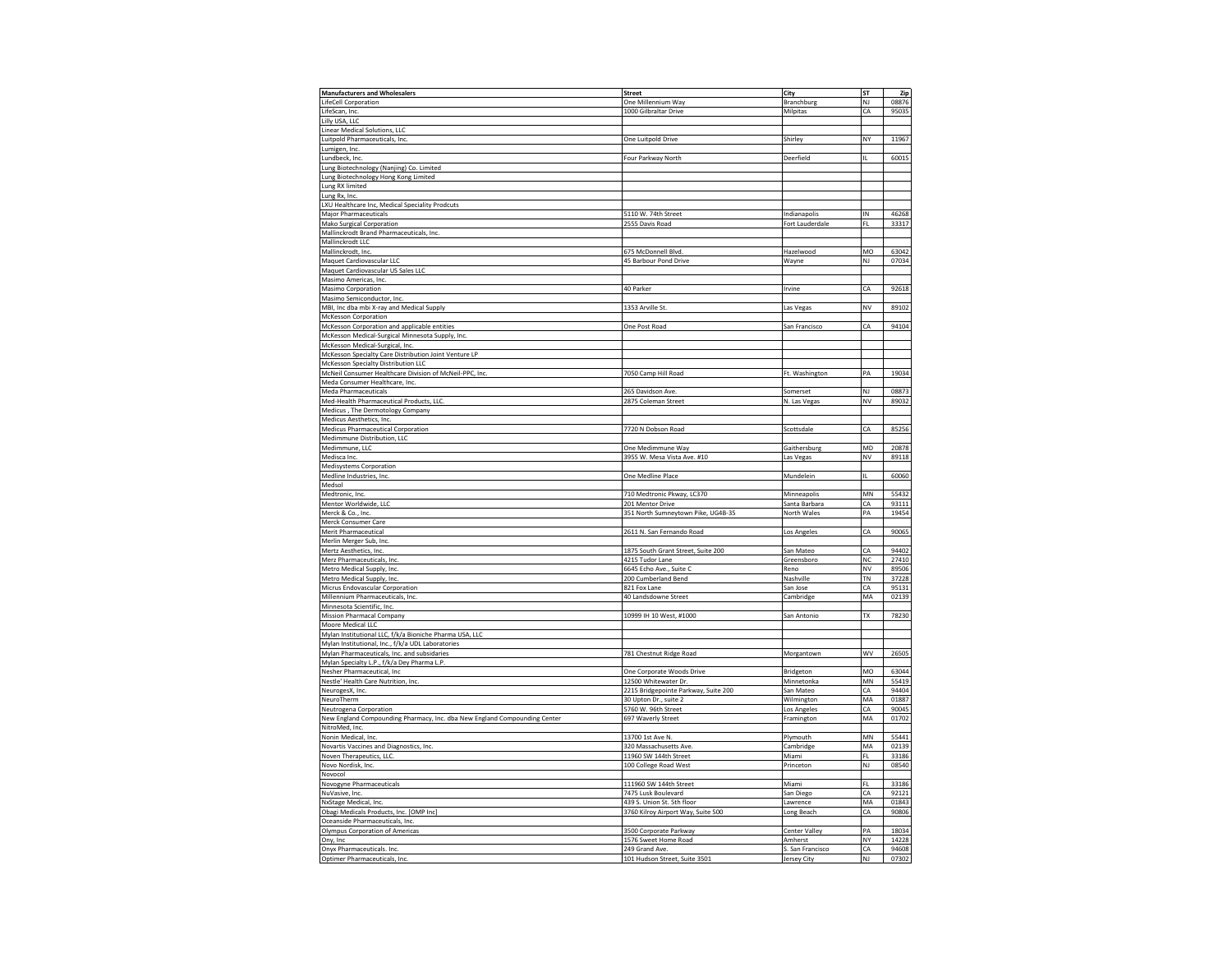| Manufacturers and Wholesalers | Street | City | ST | Zip |
| --- | --- | --- | --- | --- |
| LifeCell Corporation | One Millennium Way | Branchburg | NJ | 08876 |
| LifeScan, Inc. | 1000 Gilbraltar Drive | Milpitas | CA | 95035 |
| Lilly USA, LLC | | | | |
| Linear Medical Solutions, LLC | | | | |
| Luitpold Pharmaceuticals, Inc. | One Luitpold Drive | Shirley | NY | 11967 |
| Lumigen, Inc. | | | | |
| Lundbeck, Inc. | Four Parkway North | Deerfield | IL | 60015 |
| Lung Biotechnology (Nanjing) Co. Limited | | | | |
| Lung Biotechnology Hong Kong Limited | | | | |
| Lung RX limited | | | | |
| Lung Rx, Inc. | | | | |
| LXU Healthcare Inc, Medical Speciality Prodcuts | | | | |
| Major Pharmaceuticals | 5110 W. 74th Street | Indianapolis | IN | 46268 |
| Mako Surgical Corporation | 2555 Davis Road | Fort Lauderdale | FL | 33317 |
| Mallinckrodt Brand Pharmaceuticals, Inc. | | | | |
| Mallinckrodt LLC | | | | |
| Mallinckrodt, Inc. | 675 McDonnell Blvd. | Hazelwood | MO | 63042 |
| Maquet Cardiovascular LLC | 45 Barbour Pond Drive | Wayne | NJ | 07034 |
| Maquet Cardiovascular US Sales LLC | | | | |
| Masimo Americas, Inc. | | | | |
| Masimo Corporation | 40 Parker | Irvine | CA | 92618 |
| Masimo Semiconductor, Inc. | | | | |
| MBI, Inc dba mbi X-ray and Medical Supply | 1353 Arville St. | Las Vegas | NV | 89102 |
| McKesson Corporation | | | | |
| McKesson Corporation and applicable entities | One Post Road | San Francisco | CA | 94104 |
| McKesson Medical-Surgical Minnesota Supply, Inc. | | | | |
| McKesson Medical-Surgical, Inc. | | | | |
| McKesson Specialty Care Distribution Joint Venture LP | | | | |
| McKesson Specialty Distribution LLC | | | | |
| McNeil Consumer Healthcare Division of McNeil-PPC, Inc. | 7050 Camp Hill Road | Ft. Washington | PA | 19034 |
| Meda Consumer Healthcare, Inc. | | | | |
| Meda Pharmaceuticals | 265 Davidson Ave. | Somerset | NJ | 08873 |
| Med-Health Pharmaceutical Products, LLC. | 2875 Coleman Street | N. Las Vegas | NV | 89032 |
| Medicus , The Dermotology Company | | | | |
| Medicus Aesthetics, Inc. | | | | |
| Medicus Pharmaceutical Corporation | 7720 N Dobson Road | Scottsdale | CA | 85256 |
| Medimmune Distribution, LLC | | | | |
| Medimmune, LLC | One Medimmune Way | Gaithersburg | MD | 20878 |
| Medisca Inc. | 3955 W. Mesa Vista Ave. #10 | Las Vegas | NV | 89118 |
| Medisystems Corporation | | | | |
| Medline Industries, Inc. | One Medline Place | Mundelein | IL | 60060 |
| Medsol | | | | |
| Medtronic, Inc. | 710 Medtronic Pkway, LC370 | Minneapolis | MN | 55432 |
| Mentor Worldwide, LLC | 201 Mentor Drive | Santa Barbara | CA | 93111 |
| Merck & Co., Inc. | 351 North Sumneytown Pike, UG4B-35 | North Wales | PA | 19454 |
| Merck Consumer Care | | | | |
| Merit Pharmaceutical | 2611 N. San Fernando Road | Los Angeles | CA | 90065 |
| Merlin Merger Sub, Inc. | | | | |
| Mertz Aesthetics, Inc. | 1875 South Grant Street, Suite 200 | San Mateo | CA | 94402 |
| Merz Pharmaceuticals, Inc. | 4215 Tudor Lane | Greensboro | NC | 27410 |
| Metro Medical Supply, Inc. | 6645 Echo Ave., Suite C | Reno | NV | 89506 |
| Metro Medical Supply, Inc. | 200 Cumberland Bend | Nashville | TN | 37228 |
| Micrus Endovascular Corporation | 821 Fox Lane | San Jose | CA | 95131 |
| Millennium Pharmaceuticals, Inc. | 40 Landsdowne Street | Cambridge | MA | 02139 |
| Minnesota Scientific, Inc. | | | | |
| Mission Pharmacal Company | 10999 IH 10 West, #1000 | San Antonio | TX | 78230 |
| Moore Medical LLC | | | | |
| Mylan Institutional LLC, f/k/a Bioniche Pharma USA, LLC | | | | |
| Mylan Institutional, Inc., f/k/a UDL Laboratories | | | | |
| Mylan Pharmaceuticals, Inc. and subsidaries | 781 Chestnut Ridge Road | Morgantown | WV | 26505 |
| Mylan Specialty L.P., f/k/a Dey Pharma L.P. | | | | |
| Nesher Pharmaceutical, Inc | One Corporate Woods Drive | Bridgeton | MO | 63044 |
| Nestle' Health Care Nutrition, Inc. | 12500 Whitewater Dr. | Minnetonka | MN | 55419 |
| NeurogesX, Inc. | 2215 Bridgepointe Parkway, Suite 200 | San Mateo | CA | 94404 |
| NeuroTherm | 30 Upton Dr., suite 2 | Wilmington | MA | 01887 |
| Neutrogena Corporation | 5760 W. 96th Street | Los Angeles | CA | 90045 |
| New England Compounding Pharmacy, Inc. dba New England Compounding Center | 697 Waverly Street | Framington | MA | 01702 |
| NitroMed, Inc. | | | | |
| Nonin Medical, Inc. | 13700 1st Ave N. | Plymouth | MN | 55441 |
| Novartis Vaccines and Diagnostics, Inc. | 320 Massachusetts Ave. | Cambridge | MA | 02139 |
| Noven Therapeutics, LLC. | 11960 SW 144th Street | Miami | FL | 33186 |
| Novo Nordisk, Inc. | 100 College Road West | Princeton | NJ | 08540 |
| Novocol | | | | |
| Novogyne Pharmaceuticals | 111960 SW 144th Street | Miami | FL | 33186 |
| NuVasive, Inc. | 7475 Lusk Boulevard | San Diego | CA | 92121 |
| NxStage Medical, Inc. | 439 S. Union St. 5th floor | Lawrence | MA | 01843 |
| Obagi Medicals Products, Inc. [OMP Inc] | 3760 Kilroy Airport Way, Suite 500 | Long Beach | CA | 90806 |
| Oceanside Pharmaceuticals, Inc. | | | | |
| Olympus Corporation of Americas | 3500 Corporate Parkway | Center Valley | PA | 18034 |
| Ony, Inc | 1576 Sweet Home Road | Amherst | NY | 14228 |
| Onyx Pharmaceuticals. Inc. | 249 Grand Ave. | S. San Francisco | CA | 94608 |
| Optimer Pharmaceuticals, Inc. | 101 Hudson Street, Suite 3501 | Jersey City | NJ | 07302 |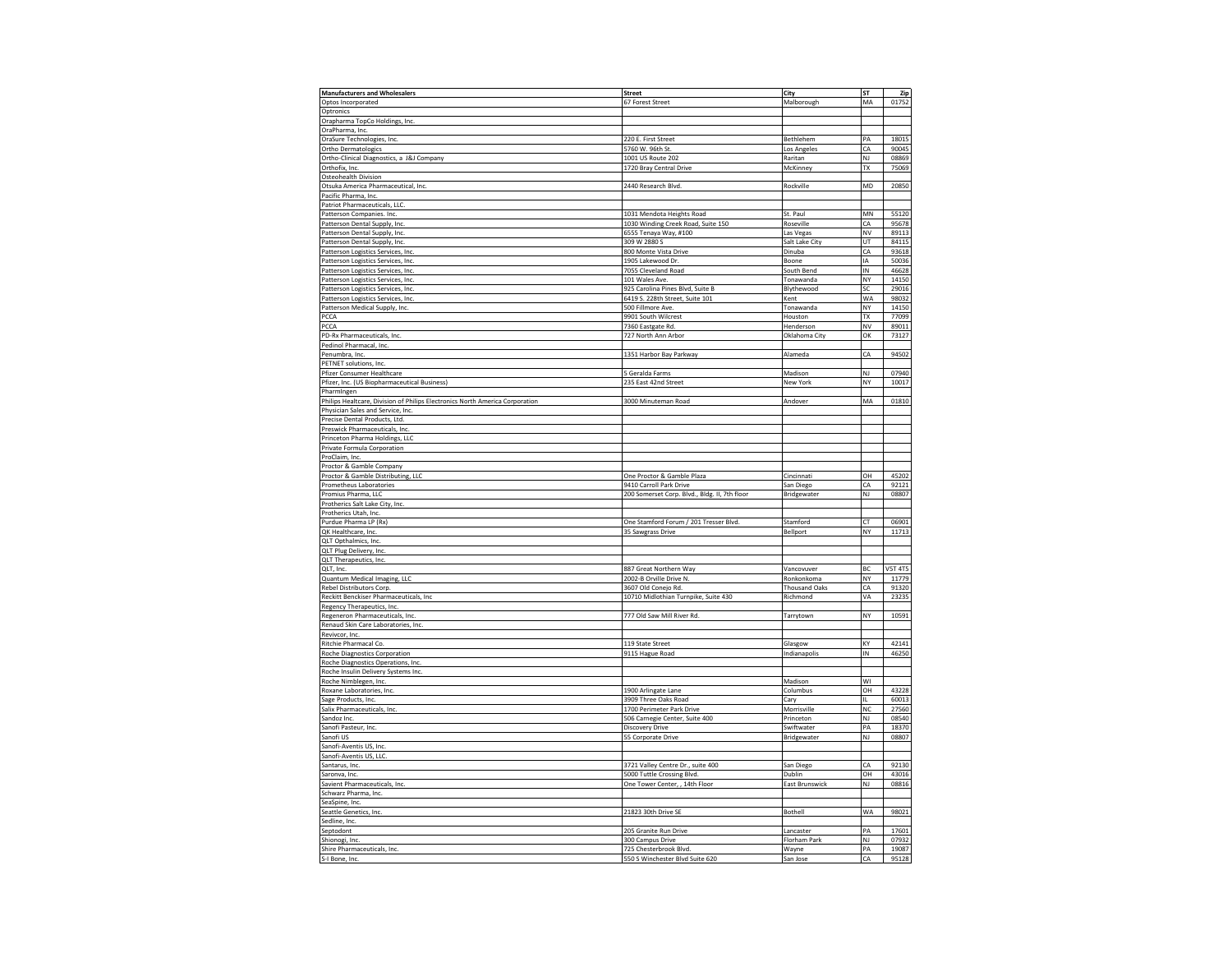| Manufacturers and Wholesalers | Street | City | ST | Zip |
|---|---|---|---|---|
| Optos Incorporated | 67 Forest Street | Malborough | MA | 01752 |
| Optronics | | | | |
| Orapharma TopCo Holdings, Inc. | | | | |
| OraPharma, Inc. | | | | |
| OraSure Technologies, Inc. | 220 E. First Street | Bethlehem | PA | 18015 |
| Ortho Dermatologics | 5760 W. 96th St. | Los Angeles | CA | 90045 |
| Ortho-Clinical Diagnostics, a J&J Company | 1001 US Route 202 | Raritan | NJ | 08869 |
| Orthofix, Inc. | 1720 Bray Central Drive | McKinney | TX | 75069 |
| Osteohealth Division | | | | |
| Otsuka America Pharmaceutical, Inc. | 2440 Research Blvd. | Rockville | MD | 20850 |
| Pacific Pharma, Inc. | | | | |
| Patriot Pharmaceuticals, LLC. | | | | |
| Patterson Companies. Inc. | 1031 Mendota Heights Road | St. Paul | MN | 55120 |
| Patterson Dental Supply, Inc. | 1030 Winding Creek Road, Suite 150 | Roseville | CA | 95678 |
| Patterson Dental Supply, Inc. | 6555 Tenaya Way, #100 | Las Vegas | NV | 89113 |
| Patterson Dental Supply, Inc. | 309 W 2880 S | Salt Lake City | UT | 84115 |
| Patterson Logistics Services, Inc. | 800 Monte Vista Drive | Dinuba | CA | 93618 |
| Patterson Logistics Services, Inc. | 1905 Lakewood Dr. | Boone | IA | 50036 |
| Patterson Logistics Services, Inc. | 7055 Cleveland Road | South Bend | IN | 46628 |
| Patterson Logistics Services, Inc. | 101 Wales Ave. | Tonawanda | NY | 14150 |
| Patterson Logistics Services, Inc. | 925 Carolina Pines Blvd, Suite B | Blythewood | SC | 29016 |
| Patterson Logistics Services, Inc. | 6419 S. 228th Street, Suite 101 | Kent | WA | 98032 |
| Patterson Medical Supply, Inc. | 500 Fillmore Ave. | Tonawanda | NY | 14150 |
| PCCA | 9901 South Wilcrest | Houston | TX | 77099 |
| PCCA | 7360 Eastgate Rd. | Henderson | NV | 89011 |
| PD-Rx Pharmaceuticals, Inc. | 727 North Ann Arbor | Oklahoma City | OK | 73127 |
| Pedinol Pharmacal, Inc. | | | | |
| Penumbra, Inc. | 1351 Harbor Bay Parkway | Alameda | CA | 94502 |
| PETNET solutions, Inc. | | | | |
| Pfizer Consumer Healthcare | 5 Geralda Farms | Madison | NJ | 07940 |
| Pfizer, Inc. (US Biopharmaceutical Business) | 235 East 42nd Street | New York | NY | 10017 |
| PharmIngen | | | | |
| Philips Healtcare, Division of Philips Electronics North America Corporation | 3000 Minuteman Road | Andover | MA | 01810 |
| Physician Sales and Service, Inc. | | | | |
| Precise Dental Products, Ltd. | | | | |
| Preswick Pharmaceuticals, Inc. | | | | |
| Princeton Pharma Holdings, LLC | | | | |
| Private Formula Corporation | | | | |
| ProClaim, Inc. | | | | |
| Proctor & Gamble Company | | | | |
| Proctor & Gamble Distributing, LLC | One Proctor & Gamble Plaza | Cincinnati | OH | 45202 |
| Prometheus Laboratories | 9410 Carroll Park Drive | San Diego | CA | 92121 |
| Promius Pharma, LLC | 200 Somerset Corp. Blvd., Bldg. II, 7th floor | Bridgewater | NJ | 08807 |
| Protherics Salt Lake City, Inc. | | | | |
| Protherics Utah, Inc. | | | | |
| Purdue Pharma LP (Rx) | One Stamford Forum / 201 Tresser Blvd. | Stamford | CT | 06901 |
| QK Healthcare, Inc. | 35 Sawgrass Drive | Bellport | NY | 11713 |
| QLT Opthalmics, Inc. | | | | |
| QLT Plug Delivery, Inc. | | | | |
| QLT Therapeutics, Inc. | | | | |
| QLT, Inc. | 887 Great Northern Way | Vancovuver | BC | V5T 4T5 |
| Quantum Medical Imaging, LLC | 2002-B Orville Drive N. | Ronkonkoma | NY | 11779 |
| Rebel Distributors Corp. | 3607 Old Conejo Rd. | Thousand Oaks | CA | 91320 |
| Reckitt Benckiser Pharmaceuticals, Inc | 10710 Midlothian Turnpike, Suite 430 | Richmond | VA | 23235 |
| Regency Therapeutics, Inc. | | | | |
| Regeneron Pharmaceuticals, Inc. | 777 Old Saw Mill River Rd. | Tarrytown | NY | 10591 |
| Renaud Skin Care Laboratories, Inc. | | | | |
| Revivcor, Inc. | | | | |
| Ritchie Pharmacal Co. | 119 State Street | Glasgow | KY | 42141 |
| Roche Diagnostics Corporation | 9115 Hague Road | Indianapolis | IN | 46250 |
| Roche Diagnostics Operations, Inc. | | | | |
| Roche Insulin Delivery Systems Inc. | | | | |
| Roche Nimblegen, Inc. | | Madison | WI | |
| Roxane Laboratories, Inc. | 1900 Arlingate Lane | Columbus | OH | 43228 |
| Sage Products, Inc. | 3909 Three Oaks Road | Cary | IL | 60013 |
| Salix Pharmaceuticals, Inc. | 1700 Perimeter Park Drive | Morrisville | NC | 27560 |
| Sandoz Inc. | 506 Carnegie Center, Suite 400 | Princeton | NJ | 08540 |
| Sanofi Pasteur, Inc. | Discovery Drive | Swiftwater | PA | 18370 |
| Sanofi US | 55 Corporate Drive | Bridgewater | NJ | 08807 |
| Sanofi-Aventis US, Inc. | | | | |
| Sanofi-Aventis US, LLC. | | | | |
| Santarus, Inc. | 3721 Valley Centre Dr., suite 400 | San Diego | CA | 92130 |
| Saronva, Inc. | 5000 Tuttle Crossing Blvd. | Dublin | OH | 43016 |
| Savient Pharmaceuticals, Inc. | One Tower Center, , 14th Floor | East Brunswick | NJ | 08816 |
| Schwarz Pharma, Inc. | | | | |
| SeaSpine, Inc. | | | | |
| Seattle Genetics, Inc. | 21823 30th Drive SE | Bothell | WA | 98021 |
| Sedline, Inc. | | | | |
| Septodont | 205 Granite Run Drive | Lancaster | PA | 17601 |
| Shionogi, Inc. | 300 Campus Drive | Florham Park | NJ | 07932 |
| Shire Pharmaceuticals, Inc. | 725 Chesterbrook Blvd. | Wayne | PA | 19087 |
| S-I Bone, Inc. | 550 S Winchester Blvd Suite 620 | San Jose | CA | 95128 |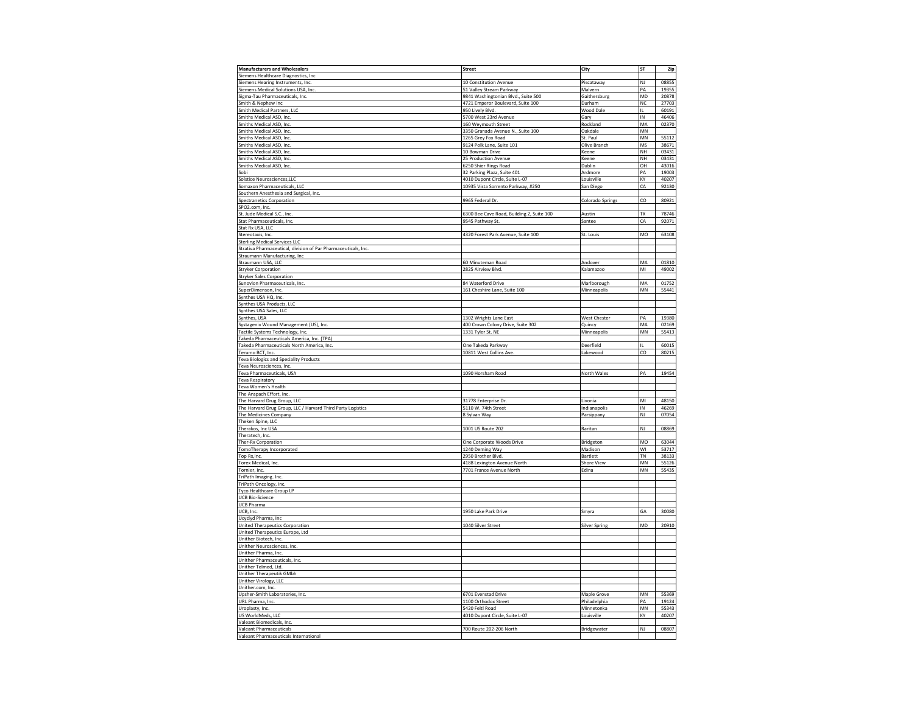| Manufacturers and Wholesalers | Street | City | ST | Zip |
|---|---|---|---|---|
| Siemens Healthcare Diagnostics, Inc | | | | |
| Siemens Hearing Instruments, Inc. | 10 Constitution Avenue | Piscataway | NJ | 08855 |
| Siemens Medical Solutions USA, Inc. | 51 Valley Stream Parkway | Malvern | PA | 19355 |
| Sigma-Tau Pharmaceuticals, Inc. | 9841 Washingtonian Blvd., Suite 500 | Gaithersburg | MD | 20878 |
| Smith & Nephew Inc | 4721 Emperor Boulevard, Suite 100 | Durham | NC | 27703 |
| Smith Medical Partners, LLC | 950 Lively Blvd. | Wood Dale | IL | 60191 |
| Smiths Medical ASD, Inc. | 5700 West 23rd Avenue | Gary | IN | 46406 |
| Smiths Medical ASD, Inc. | 160 Weymouth Street | Rockland | MA | 02370 |
| Smiths Medical ASD, Inc. | 3350 Granada Avenue N., Suite 100 | Oakdale | MN | |
| Smiths Medical ASD, Inc. | 1265 Grey Fox Road | St. Paul | MN | 55112 |
| Smiths Medical ASD, Inc. | 9124 Polk Lane, Suite 101 | Olive Branch | MS | 38671 |
| Smiths Medical ASD, Inc. | 10 Bowman Drive | Keene | NH | 03431 |
| Smiths Medical ASD, Inc. | 25 Production Avenue | Keene | NH | 03431 |
| Smiths Medical ASD, Inc. | 6250 Shier Rings Road | Dublin | OH | 43016 |
| Sobi | 32 Parking Plaza, Suite 401 | Ardmore | PA | 19003 |
| Solstice Neurosciences,LLC | 4010 Dupont Circle, Suite L-07 | Louisville | KY | 40207 |
| Somaxon Pharmaceuticals, LLC | 10935 Vista Sorrento Parkway, #250 | San Diego | CA | 92130 |
| Southern Anesthesia and Surgical, Inc. | | | | |
| Spectranetics Corporation | 9965 Federal Dr. | Colorado Springs | CO | 80921 |
| SPO2.com, Inc. | | | | |
| St. Jude Medical S.C., Inc. | 6300 Bee Cave Road, Building 2, Suite 100 | Austin | TX | 78746 |
| Stat Pharmaceuticals, Inc. | 9545 Pathway St. | Santee | CA | 92071 |
| Stat Rx USA, LLC | | | | |
| Stereotaxis, Inc. | 4320 Forest Park Avenue, Suite 100 | St. Louis | MO | 63108 |
| Sterling Medical Services LLC | | | | |
| Strativa Pharmaceutical, division of Par Pharmaceuticals, Inc. | | | | |
| Straumann Manufacturing, Inc | | | | |
| Straumann USA, LLC | 60 Minuteman Road | Andover | MA | 01810 |
| Stryker Corporation | 2825 Airview Blvd. | Kalamazoo | MI | 49002 |
| Stryker Sales Corporation | | | | |
| Sunovion Pharmaceuticals, Inc. | 84 Waterford Drive | Marlborough | MA | 01752 |
| SuperDimenson, Inc. | 161 Cheshire Lane, Suite 100 | Minneapolis | MN | 55441 |
| Synthes USA HQ, Inc. | | | | |
| Synthes USA Products, LLC | | | | |
| Synthes USA Sales, LLC | | | | |
| Synthes, USA | 1302 Wrights Lane East | West Chester | PA | 19380 |
| Systagenix Wound Management (US), Inc. | 400 Crown Colony Drive, Suite 302 | Quincy | MA | 02169 |
| Tactile Systems Technology, Inc. | 1331 Tyler St. NE | Minneapolis | MN | 55413 |
| Takeda Pharmaceuticals America, Inc. (TPA) | | | | |
| Takeda Pharmaceuticals North America, Inc. | One Takeda Parkway | Deerfield | IL | 60015 |
| Terumo BCT, Inc. | 10811 West Collins Ave. | Lakewood | CO | 80215 |
| Teva Biologics and Speciality Products | | | | |
| Teva Neurosciences, Inc. | | | | |
| Teva Pharmaceuticals, USA | 1090 Horsham Road | North Wales | PA | 19454 |
| Teva Respiratory | | | | |
| Teva Women's Health | | | | |
| The Anspach Effort, Inc. | | | | |
| The Harvard Drug Group, LLC | 31778 Enterprise Dr. | Livonia | MI | 48150 |
| The Harvard Drug Group, LLC / Harvard Third Party Logistics | 5110 W. 74th Street | Indianapolis | IN | 46269 |
| The Medicines Company | 8 Sylvan Way | Parsippany | NJ | 07054 |
| Theken Spine, LLC | | | | |
| Therakos, Inc USA | 1001 US Route 202 | Raritan | NJ | 08869 |
| Theratech, Inc. | | | | |
| Ther-Rx Corporation | One Corporate Woods Drive | Bridgeton | MO | 63044 |
| TomoTherapy Incorporated | 1240 Deming Way | Madison | WI | 53717 |
| Top Rx,Inc. | 2950 Brother Blvd. | Bartlett | TN | 38133 |
| Torex Medical, Inc. | 4188 Lexington Avenue North | Shore View | MN | 55126 |
| Tornier, Inc. | 7701 France Avenue North | Edina | MN | 55435 |
| TriPath Imaging. Inc. | | | | |
| TriPath Oncology, Inc. | | | | |
| Tyco Healthcare Group LP | | | | |
| UCB Bio-Science | | | | |
| UCB Pharma | | | | |
| UCB, Inc. | 1950 Lake Park Drive | Smyra | GA | 30080 |
| Ucyclyd Pharma, Inc | | | | |
| United Therapeutics Corporation | 1040 Silver Street | Silver Spring | MD | 20910 |
| United Therapeutics Europe, Ltd | | | | |
| Unither Biotech, Inc. | | | | |
| Unither Neurosciences, Inc. | | | | |
| Unither Pharma, Inc. | | | | |
| Unither Pharmaceuticals, Inc. | | | | |
| Unither Telmed, Ltd. | | | | |
| Unither Therapeutik GMbh | | | | |
| Unither Virology, LLC | | | | |
| Unither.com, Inc. | | | | |
| Upsher-Smith Laboratories, Inc. | 6701 Evenstad Drive | Maple Grove | MN | 55369 |
| URL Pharma, Inc. | 1100 Orthodox Street | Philadelphia | PA | 19124 |
| Uroplasty, Inc. | 5420 Feltl Road | Minnetonka | MN | 55343 |
| US WorldMeds, LLC | 4010 Dupont Circle, Suite L-07 | Louisville | KY | 40207 |
| Valeant Biomedicals, Inc. | | | | |
| Valeant Pharmaceuticals | 700 Route 202-206 North | Bridgewater | NJ | 08807 |
| Valeant Pharmaceuticals International | | | | |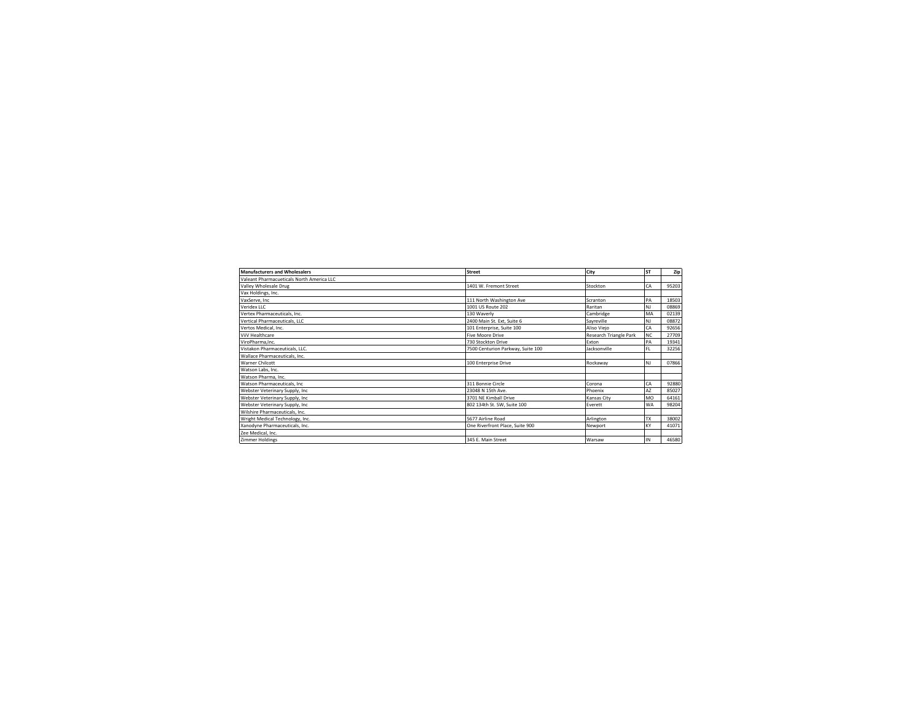| Manufacturers and Wholesalers | Street | City | ST | Zip |
|---|---|---|---|---|
| Valeant Pharmacueticals North America LLC | | | | |
| Valley Wholesale Drug | 1401 W. Fremont Street | Stockton | CA | 95203 |
| Vax Holdings, Inc. | | | | |
| VaxServe, Inc | 111 North Washington Ave | Scranton | PA | 18503 |
| Veridex LLC | 1001 US Route 202 | Raritan | NJ | 08869 |
| Vertex Pharmaceuticals, Inc. | 130 Waverly | Cambridge | MA | 02139 |
| Vertical Pharmaceuticals, LLC | 2400 Main St. Ext, Suite 6 | Sayreville | NJ | 08872 |
| Vertos Medical, Inc. | 101 Enterprise, Suite 100 | Aliso Viejo | CA | 92656 |
| ViiV Healthcare | Five Moore Drive | Research Triangle Park | NC | 27709 |
| ViroPharma,Inc. | 730 Stockton Drive | Exton | PA | 19341 |
| Vistakon Pharmaceuticals, LLC. | 7500 Centurion Parkway, Suite 100 | Jacksonville | FL | 32256 |
| Wallace Pharmaceuticals, Inc. | | | | |
| Warner Chilcott | 100 Enterprise Drive | Rockaway | NJ | 07866 |
| Watson Labs, Inc. | | | | |
| Watson Pharma, Inc. | | | | |
| Watson Pharmaceuticals, Inc | 311 Bonnie Circle | Corona | CA | 92880 |
| Webster Veterinary Supply, Inc | 23048 N 15th Ave. | Phoenix | AZ | 85027 |
| Webster Veterinary Supply, Inc | 3701 NE Kimball Drive | Kansas City | MO | 64161 |
| Webster Veterinary Supply, Inc | 802 134th St. SW, Suite 100 | Everett | WA | 98204 |
| Wilshire Pharmaceuticals, Inc. | | | | |
| Wright Medical Technology, Inc. | 5677 Airline Road | Arlington | TX | 38002 |
| Xanodyne Pharmaceuticals, Inc. | One Riverfront Place, Suite 900 | Newport | KY | 41071 |
| Zee Medical, Inc. | | | | |
| Zimmer Holdings | 345 E. Main Street | Warsaw | IN | 46580 |